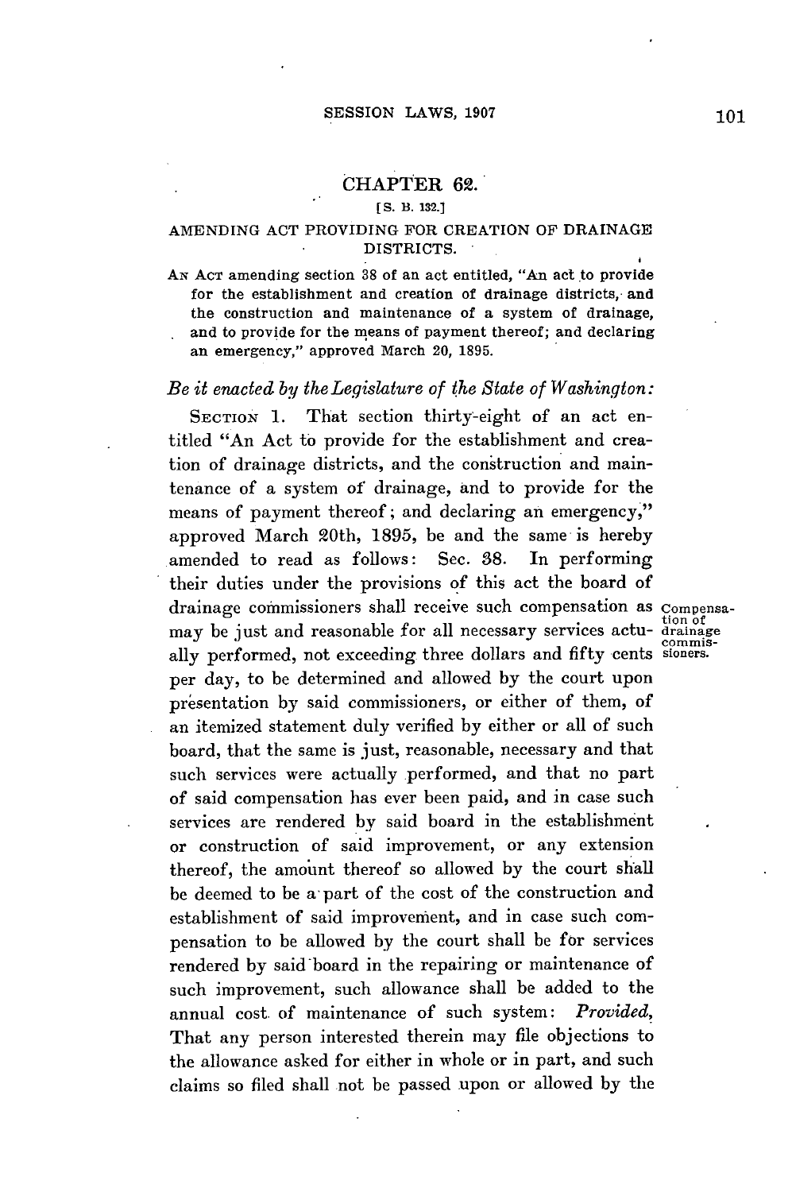## CHAPTER 62.

[S. B. 132.]

### AMENDING ACT PROVIDING FOR CREATION OF DRAINAGE DISTRICTS.

AN ACT amending section 38 of an act entitled, "An act to provide for the establishment and creation of drainage districts, and the construction and maintenance of a system of drainage, and to provide for the means of payment thereof; and declaring an emergency," approved March 20, 1895.

*Be it enacted by the Legislature of the State of Washington:*

SECTION 1. That section thirty-eight of an act entitled "An Act to provide for the establishment and creation of drainage districts, and the construction and maintenance of a system of drainage, and to provide for the means of payment thereof; and declaring an emergency," approved March 20th, 1895, be and the same is hereby amended to read as follows: Sec. 38. In performing their duties under the provisions of this act the board of drainage commissioners shall receive such compensation as may be just and reasonable for all necessary services actually performed, not exceeding three dollars and fifty cents per day, to be determined and allowed by the court upon presentation by said commissioners, or either of them, of an itemized statement duly verified by either or all of such board, that the same is just, reasonable, necessary and that such services were actually performed, and that no part of said compensation has ever been paid, and in case such services are rendered by said board in the establishment or construction of said improvement, or any extension thereof, the amount thereof so allowed by the court shall be deemed to be a part of the cost of the construction and establishment of said improvement, and in case such compensation to be allowed by the court shall be for services rendered by said board in the repairing or maintenance of such improvement, such allowance shall be added to the annual cost of maintenance of such system: *Provided,* That any person interested therein may file objections to the allowance asked for either in whole or in part, and such claims so filed shall not be passed upon or allowed by the

Compensation of drainage commissioners.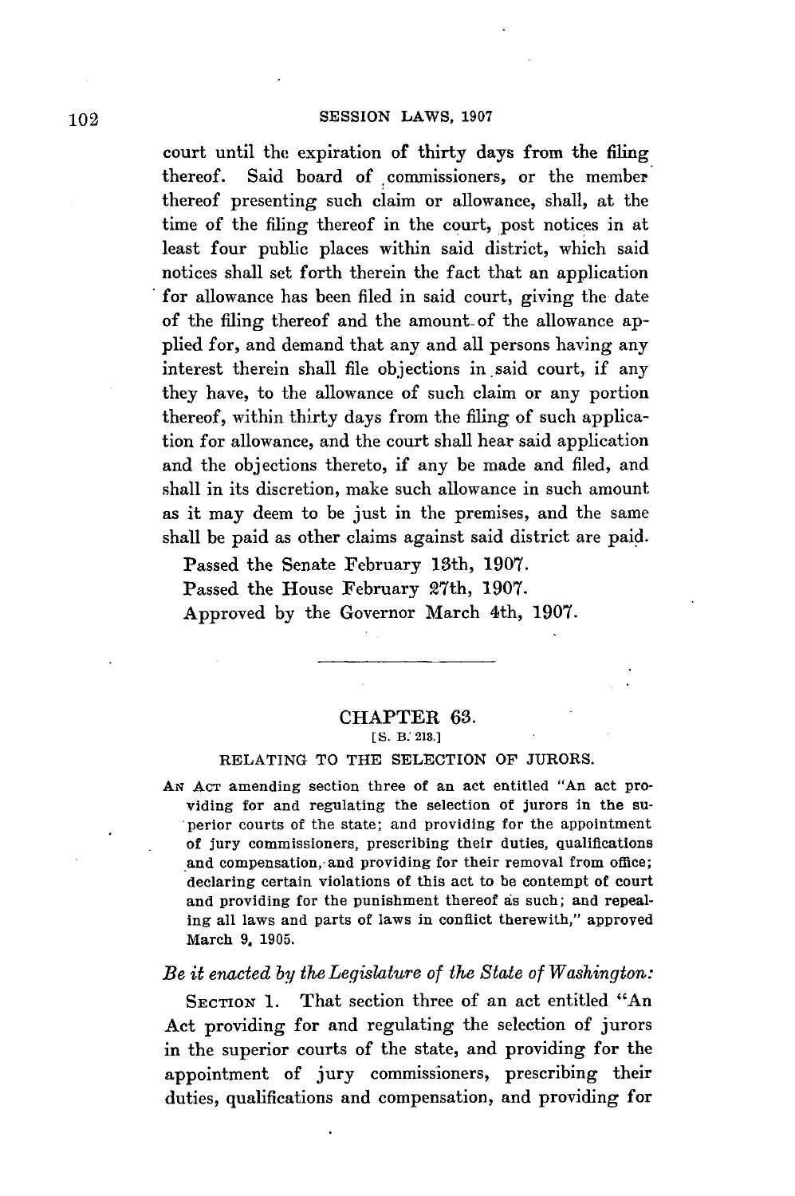court until the expiration of thirty days from the filing thereof. Said board of commissioners, or the member thereof presenting such claim or allowance, shall, at the time of the filing thereof in the court, post notices in at least four public places within said district, which said notices shall set forth therein the fact that an application for allowance has been filed in said court, giving the date of the filing thereof and the amount of the allowance applied for, and demand that any and all persons having any interest therein shall file objections in said court, if any they have, to the allowance of such claim or any portion thereof, within thirty days from the filing of such application for allowance, and the court shall hear said application and the objections thereto, if any be made and filed, and shall in its discretion, make such allowance in such amount as it may deem to be just in the premises, and the same shall be paid as other claims against said district are paid.

Passed the Senate February 13th, 1907.
Passed the House February 27th, 1907.
Approved by the Governor March 4th, 1907.

---

## CHAPTER 63.

[S. B. 213.]

### RELATING TO THE SELECTION OF JURORS.

AN ACT amending section three of an act entitled "An act providing for and regulating the selection of jurors in the superior courts of the state; and providing for the appointment of jury commissioners, prescribing their duties, qualifications and compensation, and providing for their removal from office; declaring certain violations of this act to be contempt of court and providing for the punishment thereof as such; and repealing all laws and parts of laws in conflict therewith," approved March 9, 1905.

*Be it enacted by the Legislature of the State of Washington:*

SECTION 1. That section three of an act entitled "An Act providing for and regulating the selection of jurors in the superior courts of the state, and providing for the appointment of jury commissioners, prescribing their duties, qualifications and compensation, and providing for